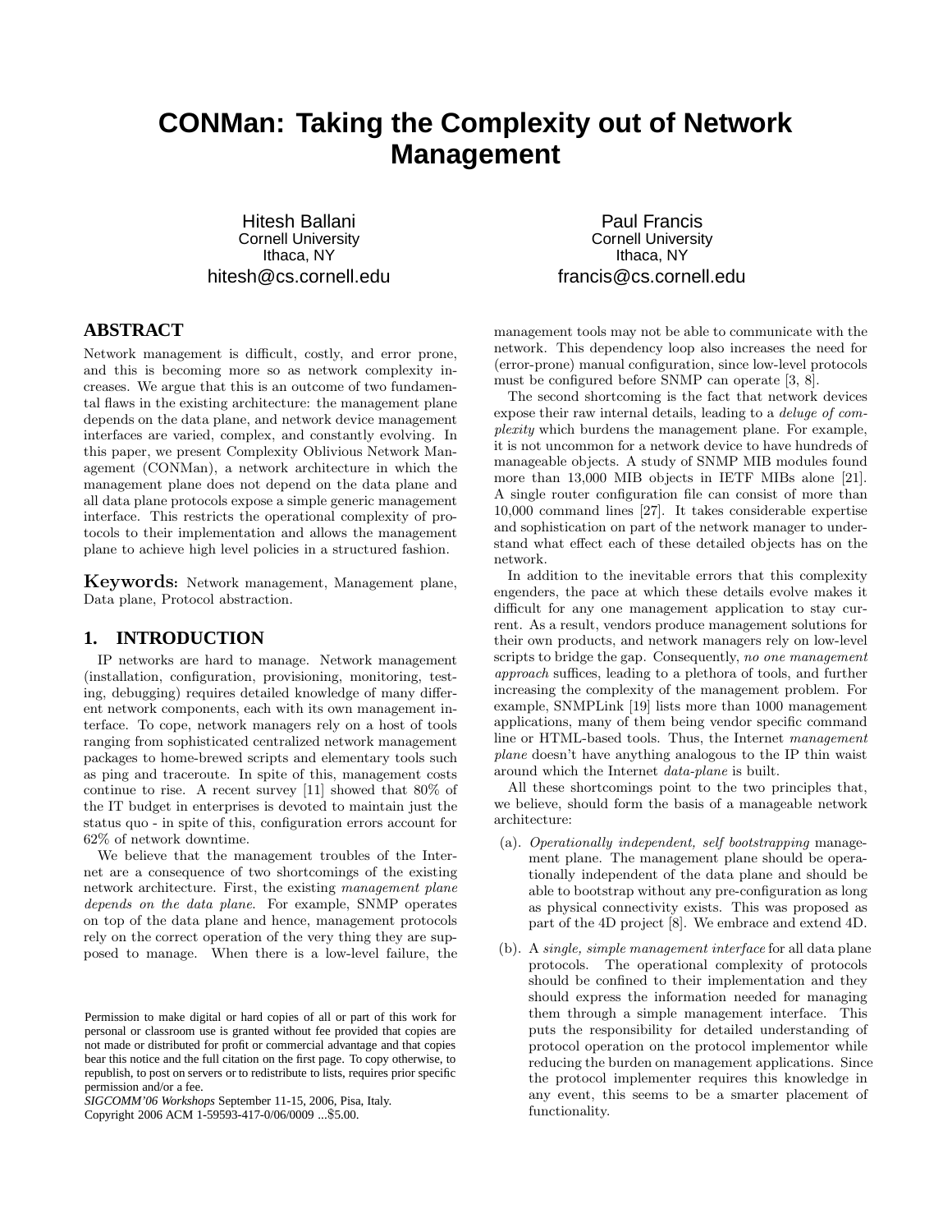# CONMan: Taking the Complexity out of Network Management

Hitesh Ballani
Cornell University
Ithaca, NY
hitesh@cs.cornell.edu

Paul Francis
Cornell University
Ithaca, NY
francis@cs.cornell.edu

## ABSTRACT

Network management is difficult, costly, and error prone, and this is becoming more so as network complexity increases. We argue that this is an outcome of two fundamental flaws in the existing architecture: the management plane depends on the data plane, and network device management interfaces are varied, complex, and constantly evolving. In this paper, we present Complexity Oblivious Network Management (CONMan), a network architecture in which the management plane does not depend on the data plane and all data plane protocols expose a simple generic management interface. This restricts the operational complexity of protocols to their implementation and allows the management plane to achieve high level policies in a structured fashion.

**Keywords:** Network management, Management plane, Data plane, Protocol abstraction.

## 1. INTRODUCTION

IP networks are hard to manage. Network management (installation, configuration, provisioning, monitoring, testing, debugging) requires detailed knowledge of many different network components, each with its own management interface. To cope, network managers rely on a host of tools ranging from sophisticated centralized network management packages to home-brewed scripts and elementary tools such as ping and traceroute. In spite of this, management costs continue to rise. A recent survey [11] showed that 80% of the IT budget in enterprises is devoted to maintain just the status quo - in spite of this, configuration errors account for 62% of network downtime.

We believe that the management troubles of the Internet are a consequence of two shortcomings of the existing network architecture. First, the existing *management plane depends on the data plane*. For example, SNMP operates on top of the data plane and hence, management protocols rely on the correct operation of the very thing they are supposed to manage. When there is a low-level failure, the management tools may not be able to communicate with the network. This dependency loop also increases the need for (error-prone) manual configuration, since low-level protocols must be configured before SNMP can operate [3, 8].

The second shortcoming is the fact that network devices expose their raw internal details, leading to a *deluge of complexity* which burdens the management plane. For example, it is not uncommon for a network device to have hundreds of manageable objects. A study of SNMP MIB modules found more than 13,000 MIB objects in IETF MIBs alone [21]. A single router configuration file can consist of more than 10,000 command lines [27]. It takes considerable expertise and sophistication on part of the network manager to understand what effect each of these detailed objects has on the network.

In addition to the inevitable errors that this complexity engenders, the pace at which these details evolve makes it difficult for any one management application to stay current. As a result, vendors produce management solutions for their own products, and network managers rely on low-level scripts to bridge the gap. Consequently, *no one management approach* suffices, leading to a plethora of tools, and further increasing the complexity of the management problem. For example, SNMPLink [19] lists more than 1000 management applications, many of them being vendor specific command line or HTML-based tools. Thus, the Internet *management plane* doesn't have anything analogous to the IP thin waist around which the Internet *data-plane* is built.

All these shortcomings point to the two principles that, we believe, should form the basis of a manageable network architecture:

(a). *Operationally independent, self bootstrapping* management plane. The management plane should be operationally independent of the data plane and should be able to bootstrap without any pre-configuration as long as physical connectivity exists. This was proposed as part of the 4D project [8]. We embrace and extend 4D.

(b). A *single, simple management interface* for all data plane protocols. The operational complexity of protocols should be confined to their implementation and they should express the information needed for managing them through a simple management interface. This puts the responsibility for detailed understanding of protocol operation on the protocol implementor while reducing the burden on management applications. Since the protocol implementer requires this knowledge in any event, this seems to be a smarter placement of functionality.

Permission to make digital or hard copies of all or part of this work for personal or classroom use is granted without fee provided that copies are not made or distributed for profit or commercial advantage and that copies bear this notice and the full citation on the first page. To copy otherwise, to republish, to post on servers or to redistribute to lists, requires prior specific permission and/or a fee.
*SIGCOMM'06 Workshops* September 11-15, 2006, Pisa, Italy.
Copyright 2006 ACM 1-59593-417-0/06/0009 ...$5.00.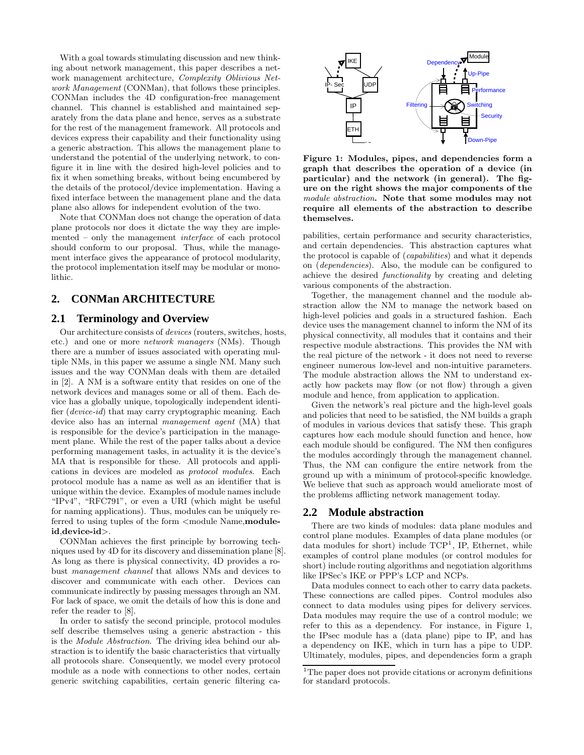With a goal towards stimulating discussion and new thinking about network management, this paper describes a network management architecture, *Complexity Oblivious Network Management* (CONMan), that follows these principles. CONMan includes the 4D configuration-free management channel. This channel is established and maintained separately from the data plane and hence, serves as a substrate for the rest of the management framework. All protocols and devices express their capability and their functionality using a generic abstraction. This allows the management plane to understand the potential of the underlying network, to configure it in line with the desired high-level policies and to fix it when something breaks, without being encumbered by the details of the protocol/device implementation. Having a fixed interface between the management plane and the data plane also allows for independent evolution of the two.

Note that CONMan does not change the operation of data plane protocols nor does it dictate the way they are implemented – only the management *interface* of each protocol should conform to our proposal. Thus, while the management interface gives the appearance of protocol modularity, the protocol implementation itself may be modular or monolithic.

## 2. CONMan ARCHITECTURE

### 2.1 Terminology and Overview

Our architecture consists of *devices* (routers, switches, hosts, etc.) and one or more *network managers* (NMs). Though there are a number of issues associated with operating multiple NMs, in this paper we assume a single NM. Many such issues and the way CONMan deals with them are detailed in [2]. A NM is a software entity that resides on one of the network devices and manages some or all of them. Each device has a globally unique, topologically independent identifier (*device-id*) that may carry cryptographic meaning. Each device also has an internal *management agent* (MA) that is responsible for the device's participation in the management plane. While the rest of the paper talks about a device performing management tasks, in actuality it is the device's MA that is responsible for these. All protocols and applications in devices are modeled as *protocol modules*. Each protocol module has a name as well as an identifier that is unique within the device. Examples of module names include "IPv4", "RFC791", or even a URI (which might be useful for naming applications). Thus, modules can be uniquely referred to using tuples of the form <module Name,**module-id**,**device-id**>.

CONMan achieves the first principle by borrowing techniques used by 4D for its discovery and dissemination plane [8]. As long as there is physical connectivity, 4D provides a robust *management channel* that allows NMs and devices to discover and communicate with each other. Devices can communicate indirectly by passing messages through an NM. For lack of space, we omit the details of how this is done and refer the reader to [8].

In order to satisfy the second principle, protocol modules self describe themselves using a generic abstraction - this is the *Module Abstraction*. The driving idea behind our abstraction is to identify the basic characteristics that virtually all protocols share. Consequently, we model every protocol module as a node with connections to other nodes, certain generic switching capabilities, certain generic filtering capabilities, certain performance and security characteristics, and certain dependencies. This abstraction captures what the protocol is capable of (*capabilities*) and what it depends on (*dependencies*). Also, the module can be configured to achieve the desired *functionality* by creating and deleting various components of the abstraction.

**Figure 1: Modules, pipes, and dependencies form a graph that describes the operation of a device (in particular) and the network (in general). The figure on the right shows the major components of the** *module abstraction***. Note that some modules may not require all elements of the abstraction to describe themselves.**

Together, the management channel and the module abstraction allow the NM to manage the network based on high-level policies and goals in a structured fashion. Each device uses the management channel to inform the NM of its physical connectivity, all modules that it contains and their respective module abstractions. This provides the NM with the real picture of the network - it does not need to reverse engineer numerous low-level and non-intuitive parameters. The module abstraction allows the NM to understand exactly how packets may flow (or not flow) through a given module and hence, from application to application.

Given the network's real picture and the high-level goals and policies that need to be satisfied, the NM builds a graph of modules in various devices that satisfy these. This graph captures how each module should function and hence, how each module should be configured. The NM then configures the modules accordingly through the management channel. Thus, the NM can configure the entire network from the ground up with a minimum of protocol-specific knowledge. We believe that such as approach would ameliorate most of the problems afflicting network management today.

### 2.2 Module abstraction

There are two kinds of modules: data plane modules and control plane modules. Examples of data plane modules (or data modules for short) include TCP[1], IP, Ethernet, while examples of control plane modules (or control modules for short) include routing algorithms and negotiation algorithms like IPSec's IKE or PPP's LCP and NCPs.

Data modules connect to each other to carry data packets. These connections are called pipes. Control modules also connect to data modules using pipes for delivery services. Data modules may require the use of a control module; we refer to this as a dependency. For instance, in Figure 1, the IPsec module has a (data plane) pipe to IP, and has a dependency on IKE, which in turn has a pipe to UDP. Ultimately, modules, pipes, and dependencies form a graph

[1]The paper does not provide citations or acronym definitions for standard protocols.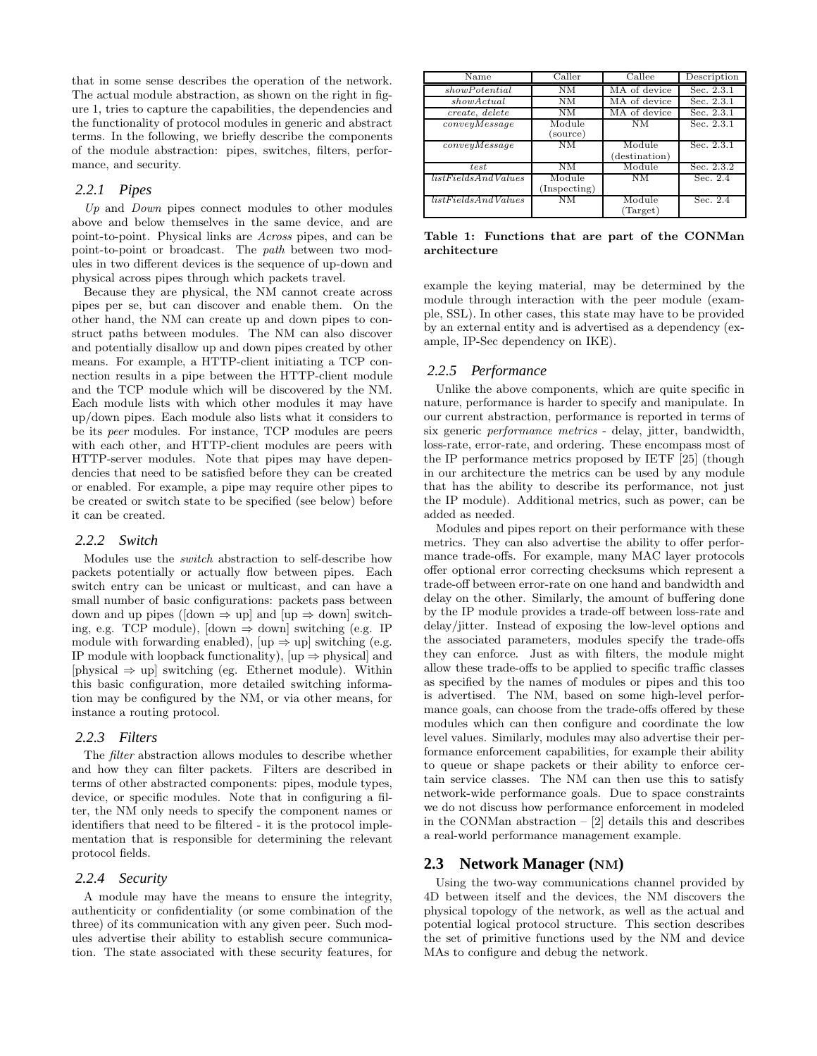that in some sense describes the operation of the network. The actual module abstraction, as shown on the right in figure 1, tries to capture the capabilities, the dependencies and the functionality of protocol modules in generic and abstract terms. In the following, we briefly describe the components of the module abstraction: pipes, switches, filters, performance, and security.

### 2.2.1 Pipes

*Up* and *Down* pipes connect modules to other modules above and below themselves in the same device, and are point-to-point. Physical links are *Across* pipes, and can be point-to-point or broadcast. The *path* between two modules in two different devices is the sequence of up-down and physical across pipes through which packets travel.

Because they are physical, the NM cannot create across pipes per se, but can discover and enable them. On the other hand, the NM can create up and down pipes to construct paths between modules. The NM can also discover and potentially disallow up and down pipes created by other means. For example, a HTTP-client initiating a TCP connection results in a pipe between the HTTP-client module and the TCP module which will be discovered by the NM. Each module lists with which other modules it may have up/down pipes. Each module also lists what it considers to be its *peer* modules. For instance, TCP modules are peers with each other, and HTTP-client modules are peers with HTTP-server modules. Note that pipes may have dependencies that need to be satisfied before they can be created or enabled. For example, a pipe may require other pipes to be created or switch state to be specified (see below) before it can be created.

### 2.2.2 Switch

Modules use the *switch* abstraction to self-describe how packets potentially or actually flow between pipes. Each switch entry can be unicast or multicast, and can have a small number of basic configurations: packets pass between down and up pipes ([down $\Rightarrow$ up] and [up $\Rightarrow$ down] switching, e.g. TCP module), [down $\Rightarrow$ down] switching (e.g. IP module with forwarding enabled), [up $\Rightarrow$ up] switching (e.g. IP module with loopback functionality), [up $\Rightarrow$ physical] and [physical $\Rightarrow$ up] switching (eg. Ethernet module). Within this basic configuration, more detailed switching information may be configured by the NM, or via other means, for instance a routing protocol.

### 2.2.3 Filters

The *filter* abstraction allows modules to describe whether and how they can filter packets. Filters are described in terms of other abstracted components: pipes, module types, device, or specific modules. Note that in configuring a filter, the NM only needs to specify the component names or identifiers that need to be filtered - it is the protocol implementation that is responsible for determining the relevant protocol fields.

### 2.2.4 Security

A module may have the means to ensure the integrity, authenticity or confidentiality (or some combination of the three) of its communication with any given peer. Such modules advertise their ability to establish secure communication. The state associated with these security features, for example the keying material, may be determined by the module through interaction with the peer module (example, SSL). In other cases, this state may have to be provided by an external entity and is advertised as a dependency (example, IP-Sec dependency on IKE).

| Name | Caller | Callee | Description |
|---|---|---|---|
| *showPotential* | NM | MA of device | Sec. 2.3.1 |
| *showActual* | NM | MA of device | Sec. 2.3.1 |
| *create, delete* | NM | MA of device | Sec. 2.3.1 |
| *conveyMessage* | Module (source) | NM | Sec. 2.3.1 |
| *conveyMessage* | NM | Module (destination) | Sec. 2.3.1 |
| *test* | NM | Module | Sec. 2.3.2 |
| *listFieldsAndValues* | Module (Inspecting) | NM | Sec. 2.4 |
| *listFieldsAndValues* | NM | Module (Target) | Sec. 2.4 |

**Table 1: Functions that are part of the CONMan architecture**

### 2.2.5 Performance

Unlike the above components, which are quite specific in nature, performance is harder to specify and manipulate. In our current abstraction, performance is reported in terms of six generic *performance metrics* - delay, jitter, bandwidth, loss-rate, error-rate, and ordering. These encompass most of the IP performance metrics proposed by IETF [25] (though in our architecture the metrics can be used by any module that has the ability to describe its performance, not just the IP module). Additional metrics, such as power, can be added as needed.

Modules and pipes report on their performance with these metrics. They can also advertise the ability to offer performance trade-offs. For example, many MAC layer protocols offer optional error correcting checksums which represent a trade-off between error-rate on one hand and bandwidth and delay on the other. Similarly, the amount of buffering done by the IP module provides a trade-off between loss-rate and delay/jitter. Instead of exposing the low-level options and the associated parameters, modules specify the trade-offs they can enforce. Just as with filters, the module might allow these trade-offs to be applied to specific traffic classes as specified by the names of modules or pipes and this too is advertised. The NM, based on some high-level performance goals, can choose from the trade-offs offered by these modules which can then configure and coordinate the low level values. Similarly, modules may also advertise their performance enforcement capabilities, for example their ability to queue or shape packets or their ability to enforce certain service classes. The NM can then use this to satisfy network-wide performance goals. Due to space constraints we do not discuss how performance enforcement in modeled in the CONMan abstraction – [2] details this and describes a real-world performance management example.

## 2.3 Network Manager (NM)

Using the two-way communications channel provided by 4D between itself and the devices, the NM discovers the physical topology of the network, as well as the actual and potential logical protocol structure. This section describes the set of primitive functions used by the NM and device MAs to configure and debug the network.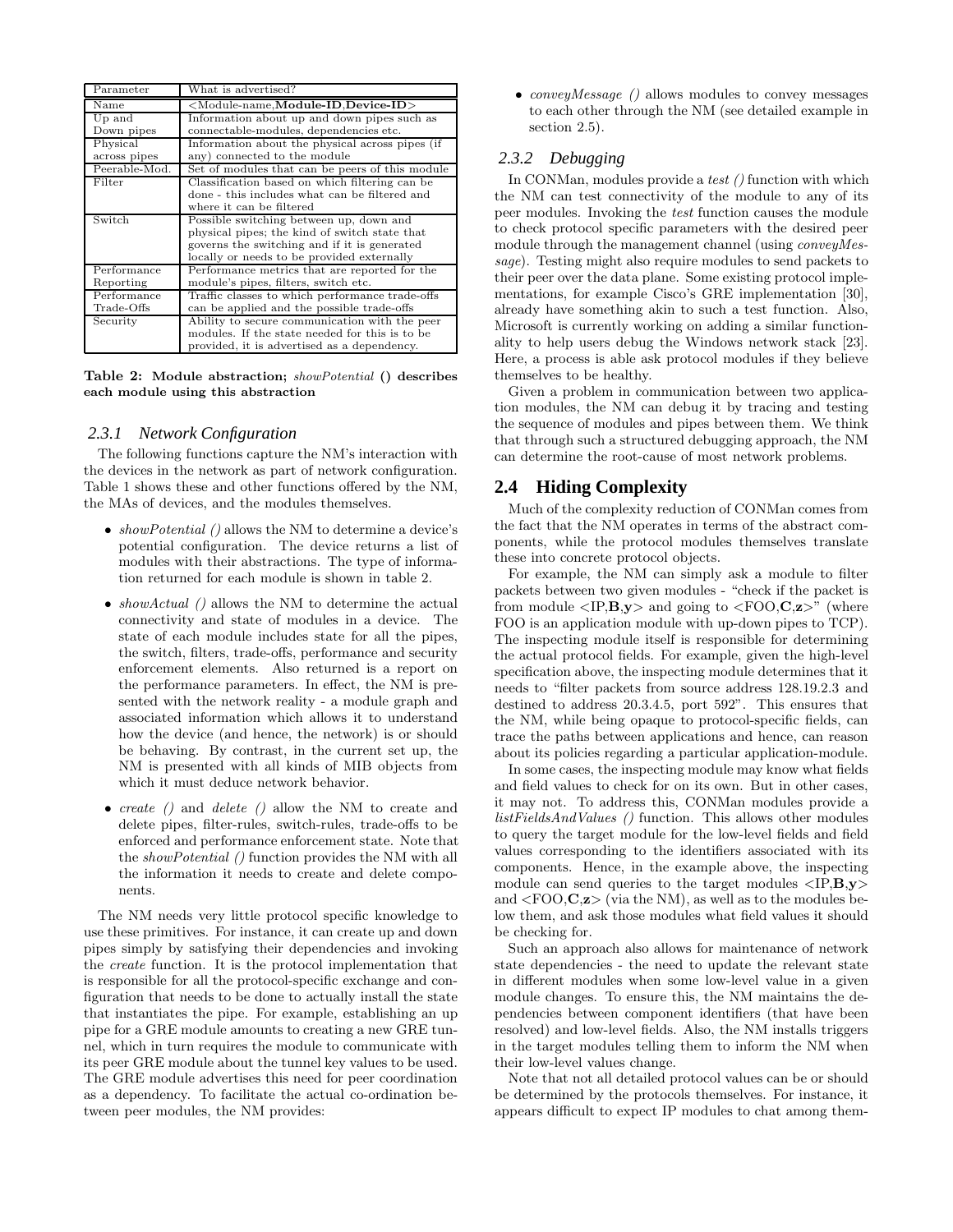| Parameter | What is advertised? |
|---|---|
| Name | <Module-name,**Module-ID**,**Device-ID**> |
| Up and Down pipes | Information about up and down pipes such as connectable-modules, dependencies etc. |
| Physical across pipes | Information about the physical across pipes (if any) connected to the module |
| Peerable-Mod. | Set of modules that can be peers of this module |
| Filter | Classification based on which filtering can be done - this includes what can be filtered and where it can be filtered |
| Switch | Possible switching between up, down and physical pipes; the kind of switch state that governs the switching and if it is generated locally or needs to be provided externally |
| Performance Reporting | Performance metrics that are reported for the module's pipes, filters, switch etc. |
| Performance Trade-Offs | Traffic classes to which performance trade-offs can be applied and the possible trade-offs |
| Security | Ability to secure communication with the peer modules. If the state needed for this is to be provided, it is advertised as a dependency. |

**Table 2: Module abstraction;** ***showPotential*** **() describes each module using this abstraction**

### 2.3.1 Network Configuration

The following functions capture the NM's interaction with the devices in the network as part of network configuration. Table 1 shows these and other functions offered by the NM, the MAs of devices, and the modules themselves.

- *showPotential ()* allows the NM to determine a device's potential configuration. The device returns a list of modules with their abstractions. The type of information returned for each module is shown in table 2.
- *showActual ()* allows the NM to determine the actual connectivity and state of modules in a device. The state of each module includes state for all the pipes, the switch, filters, trade-offs, performance and security enforcement elements. Also returned is a report on the performance parameters. In effect, the NM is presented with the network reality - a module graph and associated information which allows it to understand how the device (and hence, the network) is or should be behaving. By contrast, in the current set up, the NM is presented with all kinds of MIB objects from which it must deduce network behavior.
- *create ()* and *delete ()* allow the NM to create and delete pipes, filter-rules, switch-rules, trade-offs to be enforced and performance enforcement state. Note that the *showPotential ()* function provides the NM with all the information it needs to create and delete components.

The NM needs very little protocol specific knowledge to use these primitives. For instance, it can create up and down pipes simply by satisfying their dependencies and invoking the *create* function. It is the protocol implementation that is responsible for all the protocol-specific exchange and configuration that needs to be done to actually install the state that instantiates the pipe. For example, establishing an up pipe for a GRE module amounts to creating a new GRE tunnel, which in turn requires the module to communicate with its peer GRE module about the tunnel key values to be used. The GRE module advertises this need for peer coordination as a dependency. To facilitate the actual co-ordination between peer modules, the NM provides:

- *conveyMessage ()* allows modules to convey messages to each other through the NM (see detailed example in section 2.5).

### 2.3.2 Debugging

In CONMan, modules provide a *test ()* function with which the NM can test connectivity of the module to any of its peer modules. Invoking the *test* function causes the module to check protocol specific parameters with the desired peer module through the management channel (using *conveyMessage*). Testing might also require modules to send packets to their peer over the data plane. Some existing protocol implementations, for example Cisco's GRE implementation [30], already have something akin to such a test function. Also, Microsoft is currently working on adding a similar functionality to help users debug the Windows network stack [23]. Here, a process is able ask protocol modules if they believe themselves to be healthy.

Given a problem in communication between two application modules, the NM can debug it by tracing and testing the sequence of modules and pipes between them. We think that through such a structured debugging approach, the NM can determine the root-cause of most network problems.

## 2.4 Hiding Complexity

Much of the complexity reduction of CONMan comes from the fact that the NM operates in terms of the abstract components, while the protocol modules themselves translate these into concrete protocol objects.

For example, the NM can simply ask a module to filter packets between two given modules - "check if the packet is from module <IP,**B**,**y**> and going to <FOO,**C**,**z**>" (where FOO is an application module with up-down pipes to TCP). The inspecting module itself is responsible for determining the actual protocol fields. For example, given the high-level specification above, the inspecting module determines that it needs to "filter packets from source address 128.19.2.3 and destined to address 20.3.4.5, port 592". This ensures that the NM, while being opaque to protocol-specific fields, can trace the paths between applications and hence, can reason about its policies regarding a particular application-module.

In some cases, the inspecting module may know what fields and field values to check for on its own. But in other cases, it may not. To address this, CONMan modules provide a *listFieldsAndValues ()* function. This allows other modules to query the target module for the low-level fields and field values corresponding to the identifiers associated with its components. Hence, in the example above, the inspecting module can send queries to the target modules <IP,**B**,**y**> and <FOO,**C**,**z**> (via the NM), as well as to the modules below them, and ask those modules what field values it should be checking for.

Such an approach also allows for maintenance of network state dependencies - the need to update the relevant state in different modules when some low-level value in a given module changes. To ensure this, the NM maintains the dependencies between component identifiers (that have been resolved) and low-level fields. Also, the NM installs triggers in the target modules telling them to inform the NM when their low-level values change.

Note that not all detailed protocol values can be or should be determined by the protocols themselves. For instance, it appears difficult to expect IP modules to chat among them-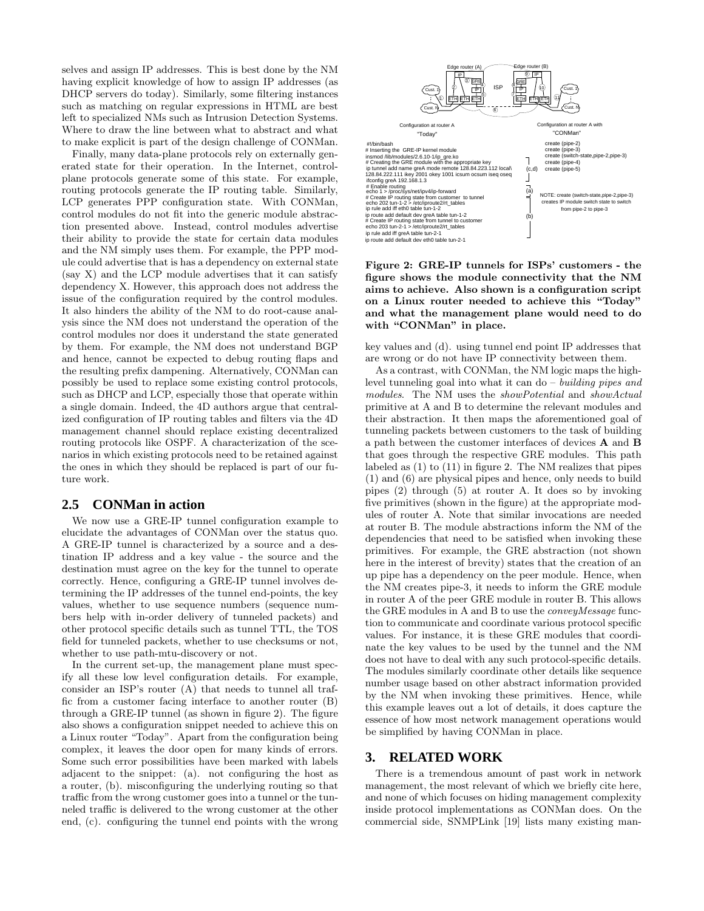selves and assign IP addresses. This is best done by the NM having explicit knowledge of how to assign IP addresses (as DHCP servers do today). Similarly, some filtering instances such as matching on regular expressions in HTML are best left to specialized NMs such as Intrusion Detection Systems. Where to draw the line between what to abstract and what to make explicit is part of the design challenge of CONMan.

Finally, many data-plane protocols rely on externally generated state for their operation. In the Internet, control-plane protocols generate some of this state. For example, routing protocols generate the IP routing table. Similarly, LCP generates PPP configuration state. With CONMan, control modules do not fit into the generic module abstraction presented above. Instead, control modules advertise their ability to provide the state for certain data modules and the NM simply uses them. For example, the PPP module could advertise that is has a dependency on external state (say X) and the LCP module advertises that it can satisfy dependency X. However, this approach does not address the issue of the configuration required by the control modules. It also hinders the ability of the NM to do root-cause analysis since the NM does not understand the operation of the control modules nor does it understand the state generated by them. For example, the NM does not understand BGP and hence, cannot be expected to debug routing flaps and the resulting prefix dampening. Alternatively, CONMan can possibly be used to replace some existing control protocols, such as DHCP and LCP, especially those that operate within a single domain. Indeed, the 4D authors argue that centralized configuration of IP routing tables and filters via the 4D management channel should replace existing decentralized routing protocols like OSPF. A characterization of the scenarios in which existing protocols need to be retained against the ones in which they should be replaced is part of our future work.

## 2.5 CONMan in action

We now use a GRE-IP tunnel configuration example to elucidate the advantages of CONMan over the status quo. A GRE-IP tunnel is characterized by a source and a destination IP address and a key value - the source and the destination must agree on the key for the tunnel to operate correctly. Hence, configuring a GRE-IP tunnel involves determining the IP addresses of the tunnel end-points, the key values, whether to use sequence numbers (sequence numbers help with in-order delivery of tunneled packets) and other protocol specific details such as tunnel TTL, the TOS field for tunneled packets, whether to use checksums or not, whether to use path-mtu-discovery or not.

In the current set-up, the management plane must specify all these low level configuration details. For example, consider an ISP's router (A) that needs to tunnel all traffic from a customer facing interface to another router (B) through a GRE-IP tunnel (as shown in figure 2). The figure also shows a configuration snippet needed to achieve this on a Linux router "Today". Apart from the configuration being complex, it leaves the door open for many kinds of errors. Some such error possibilities have been marked with labels adjacent to the snippet: (a). not configuring the host as a router, (b). misconfiguring the underlying routing so that traffic from the wrong customer goes into a tunnel or the tunneled traffic is delivered to the wrong customer at the other end, (c). configuring the tunnel end points with the wrong key values and (d). using tunnel end point IP addresses that are wrong or do not have IP connectivity between them.

Configuration at router A "Today"

```
#!/bin/bash
# Inserting the GRE-IP kernel module
insmod /lib/modules/2.6.10-1/ip_gre.ko
# Creating the GRE module with the appropriate key
ip tunnel add name greA mode remote 128.84.223.112 local\
128.84.222.111 ikey 2001 okey 1001 icsum ocsum iseq oseq      (c,d)
ifconfig greA 192.168.1.3
# Enable routing
echo 1 > /proc/sys/net/ipv4/ip-forward                         (a)
# Create IP routing state from customer to tunnel
echo 202 tun-1-2 > /etc/iproute2/rt_tables
ip rule add iff eth0 table tun-1-2
ip route add default dev greA table tun-1-2                    (b)
# Create IP routing state from tunnel to customer
echo 203 tun-2-1 > /etc/iproute2/rt_tables
ip rule add iff greA table tun-2-1
ip route add default dev eth0 table tun-2-1
```

Configuration at router A with "CONMan"

```
create (pipe-2)
create (pipe-3)
create (switch-state,pipe-2,pipe-3)
create (pipe-4)
create (pipe-5)
```

NOTE: create (switch-state,pipe-2,pipe-3) creates IP module switch state to switch from pipe-2 to pipe-3

**Figure 2: GRE-IP tunnels for ISPs' customers - the figure shows the module connectivity that the NM aims to achieve. Also shown is a configuration script on a Linux router needed to achieve this "Today" and what the management plane would need to do with "CONMan" in place.**

As a contrast, with CONMan, the NM logic maps the high-level tunneling goal into what it can do – *building pipes and modules*. The NM uses the *showPotential* and *showActual* primitive at A and B to determine the relevant modules and their abstraction. It then maps the aforementioned goal of tunneling packets between customers to the task of building a path between the customer interfaces of devices **A** and **B** that goes through the respective GRE modules. This path labeled as (1) to (11) in figure 2. The NM realizes that pipes (1) and (6) are physical pipes and hence, only needs to build pipes (2) through (5) at router A. It does so by invoking five primitives (shown in the figure) at the appropriate modules of router A. Note that similar invocations are needed at router B. The module abstractions inform the NM of the dependencies that need to be satisfied when invoking these primitives. For example, the GRE abstraction (not shown here in the interest of brevity) states that the creation of an up pipe has a dependency on the peer module. Hence, when the NM creates pipe-3, it needs to inform the GRE module in router A of the peer GRE module in router B. This allows the GRE modules in A and B to use the *conveyMessage* function to communicate and coordinate various protocol specific values. For instance, it is these GRE modules that coordinate the key values to be used by the tunnel and the NM does not have to deal with any such protocol-specific details. The modules similarly coordinate other details like sequence number usage based on other abstract information provided by the NM when invoking these primitives. Hence, while this example leaves out a lot of details, it does capture the essence of how most network management operations would be simplified by having CONMan in place.

## 3. RELATED WORK

There is a tremendous amount of past work in network management, the most relevant of which we briefly cite here, and none of which focuses on hiding management complexity inside protocol implementations as CONMan does. On the commercial side, SNMPLink [19] lists many existing man-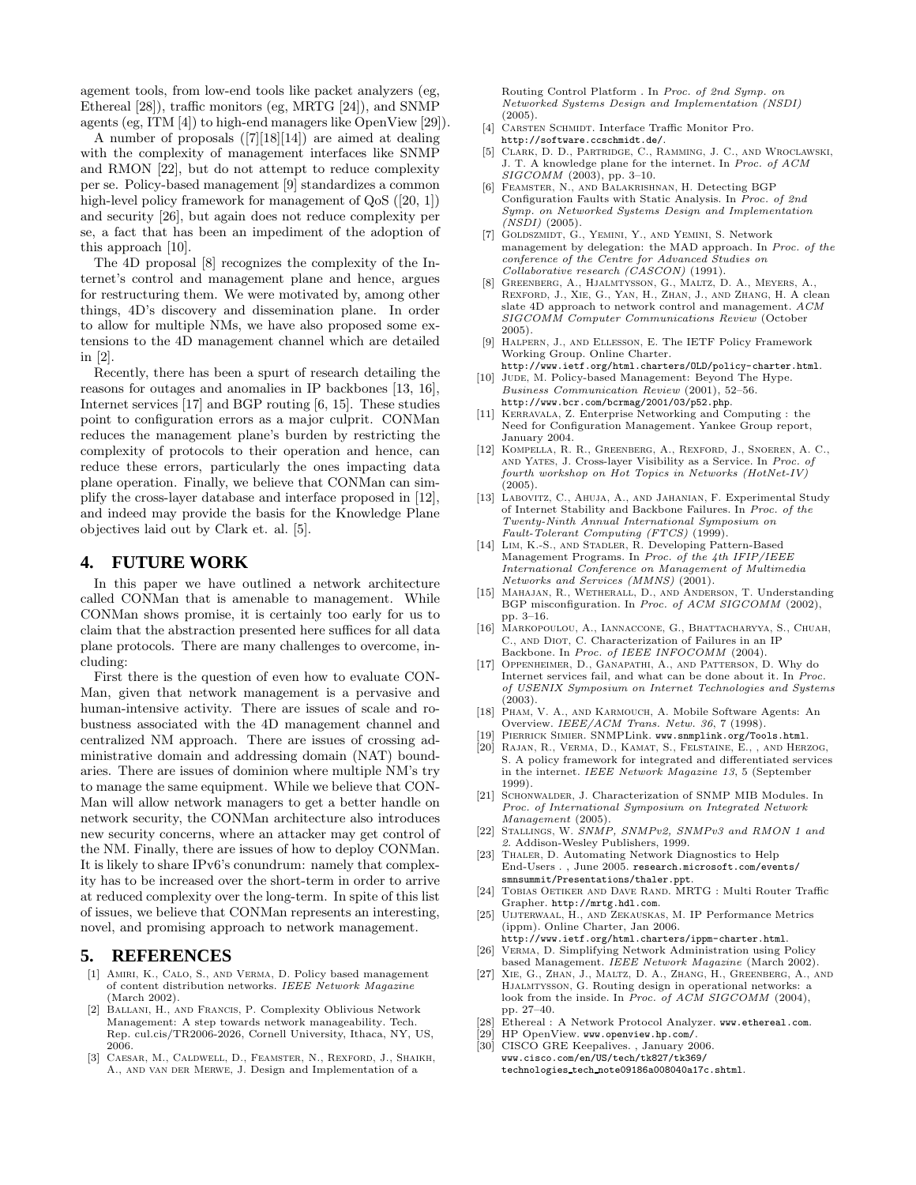agement tools, from low-end tools like packet analyzers (eg, Ethereal [28]), traffic monitors (eg, MRTG [24]), and SNMP agents (eg, ITM [4]) to high-end managers like OpenView [29]).

A number of proposals ([7][18][14]) are aimed at dealing with the complexity of management interfaces like SNMP and RMON [22], but do not attempt to reduce complexity per se. Policy-based management [9] standardizes a common high-level policy framework for management of QoS ([20, 1]) and security [26], but again does not reduce complexity per se, a fact that has been an impediment of the adoption of this approach [10].

The 4D proposal [8] recognizes the complexity of the Internet's control and management plane and hence, argues for restructuring them. We were motivated by, among other things, 4D's discovery and dissemination plane. In order to allow for multiple NMs, we have also proposed some extensions to the 4D management channel which are detailed in [2].

Recently, there has been a spurt of research detailing the reasons for outages and anomalies in IP backbones [13, 16], Internet services [17] and BGP routing [6, 15]. These studies point to configuration errors as a major culprit. CONMan reduces the management plane's burden by restricting the complexity of protocols to their operation and hence, can reduce these errors, particularly the ones impacting data plane operation. Finally, we believe that CONMan can simplify the cross-layer database and interface proposed in [12], and indeed may provide the basis for the Knowledge Plane objectives laid out by Clark et. al. [5].

## 4. FUTURE WORK

In this paper we have outlined a network architecture called CONMan that is amenable to management. While CONMan shows promise, it is certainly too early for us to claim that the abstraction presented here suffices for all data plane protocols. There are many challenges to overcome, including:

First there is the question of even how to evaluate CONMan, given that network management is a pervasive and human-intensive activity. There are issues of scale and robustness associated with the 4D management channel and centralized NM approach. There are issues of crossing administrative domain and addressing domain (NAT) boundaries. There are issues of dominion where multiple NM's try to manage the same equipment. While we believe that CONMan will allow network managers to get a better handle on network security, the CONMan architecture also introduces new security concerns, where an attacker may get control of the NM. Finally, there are issues of how to deploy CONMan. It is likely to share IPv6's conundrum: namely that complexity has to be increased over the short-term in order to arrive at reduced complexity over the long-term. In spite of this list of issues, we believe that CONMan represents an interesting, novel, and promising approach to network management.

## 5. REFERENCES

[1] Amiri, K., Calo, S., and Verma, D. Policy based management of content distribution networks. *IEEE Network Magazine* (March 2002).

[2] Ballani, H., and Francis, P. Complexity Oblivious Network Management: A step towards network manageability. Tech. Rep. cul.cis/TR2006-2026, Cornell University, Ithaca, NY, US, 2006.

[3] Caesar, M., Caldwell, D., Feamster, N., Rexford, J., Shaikh, A., and van der Merwe, J. Design and Implementation of a Routing Control Platform . In *Proc. of 2nd Symp. on Networked Systems Design and Implementation (NSDI)* (2005).

[4] Carsten Schmidt. Interface Traffic Monitor Pro. http://software.ccschmidt.de/.

[5] Clark, D. D., Partridge, C., Ramming, J. C., and Wroclawski, J. T. A knowledge plane for the internet. In *Proc. of ACM SIGCOMM* (2003), pp. 3–10.

[6] Feamster, N., and Balakrishnan, H. Detecting BGP Configuration Faults with Static Analysis. In *Proc. of 2nd Symp. on Networked Systems Design and Implementation (NSDI)* (2005).

[7] Goldszmidt, G., Yemini, Y., and Yemini, S. Network management by delegation: the MAD approach. In *Proc. of the conference of the Centre for Advanced Studies on Collaborative research (CASCON)* (1991).

[8] Greenberg, A., Hjalmtysson, G., Maltz, D. A., Meyers, A., Rexford, J., Xie, G., Yan, H., Zhan, J., and Zhang, H. A clean slate 4D approach to network control and management. *ACM SIGCOMM Computer Communications Review* (October 2005).

[9] Halpern, J., and Ellesson, E. The IETF Policy Framework Working Group. Online Charter. http://www.ietf.org/html.charters/OLD/policy-charter.html.

[10] Jude, M. Policy-based Management: Beyond The Hype. *Business Communication Review* (2001), 52–56. http://www.bcr.com/bcrmag/2001/03/p52.php.

[11] Kerravala, Z. Enterprise Networking and Computing : the Need for Configuration Management. Yankee Group report, January 2004.

[12] Kompella, R. R., Greenberg, A., Rexford, J., Snoeren, A. C., and Yates, J. Cross-layer Visibility as a Service. In *Proc. of fourth workshop on Hot Topics in Networks (HotNet-IV)* (2005).

[13] Labovitz, C., Ahuja, A., and Jahanian, F. Experimental Study of Internet Stability and Backbone Failures. In *Proc. of the Twenty-Ninth Annual International Symposium on Fault-Tolerant Computing (FTCS)* (1999).

[14] Lim, K.-S., and Stadler, R. Developing Pattern-Based Management Programs. In *Proc. of the 4th IFIP/IEEE International Conference on Management of Multimedia Networks and Services (MMNS)* (2001).

[15] Mahajan, R., Wetherall, D., and Anderson, T. Understanding BGP misconfiguration. In *Proc. of ACM SIGCOMM* (2002), pp. 3–16.

[16] Markopoulou, A., Iannaccone, G., Bhattacharyya, S., Chuah, C., and Diot, C. Characterization of Failures in an IP Backbone. In *Proc. of IEEE INFOCOMM* (2004).

[17] Oppenheimer, D., Ganapathi, A., and Patterson, D. Why do Internet services fail, and what can be done about it. In *Proc. of USENIX Symposium on Internet Technologies and Systems* (2003).

[18] Pham, V. A., and Karmouch, A. Mobile Software Agents: An Overview. *IEEE/ACM Trans. Netw. 36*, 7 (1998).

[19] Pierrick Simier. SNMPLink. www.snmplink.org/Tools.html.

[20] Rajan, R., Verma, D., Kamat, S., Felstaine, E., , and Herzog, S. A policy framework for integrated and differentiated services in the internet. *IEEE Network Magazine 13*, 5 (September 1999).

[21] Schonwalder, J. Characterization of SNMP MIB Modules. In *Proc. of International Symposium on Integrated Network Management* (2005).

[22] Stallings, W. *SNMP, SNMPv2, SNMPv3 and RMON 1 and 2*. Addison-Wesley Publishers, 1999.

[23] Thaler, D. Automating Network Diagnostics to Help End-Users . , June 2005. research.microsoft.com/events/smnsummit/Presentations/thaler.ppt.

[24] Tobias Oetiker and Dave Rand. MRTG : Multi Router Traffic Grapher. http://mrtg.hdl.com.

[25] Uijterwaal, H., and Zekauskas, M. IP Performance Metrics (ippm). Online Charter, Jan 2006. http://www.ietf.org/html.charters/ippm-charter.html.

[26] Verma, D. Simplifying Network Administration using Policy based Management. *IEEE Network Magazine* (March 2002).

[27] Xie, G., Zhan, J., Maltz, D. A., Zhang, H., Greenberg, A., and Hjalmtysson, G. Routing design in operational networks: a look from the inside. In *Proc. of ACM SIGCOMM* (2004), pp. 27–40.

[28] Ethereal : A Network Protocol Analyzer. www.ethereal.com.

[29] HP OpenView. www.openview.hp.com/.

[30] CISCO GRE Keepalives. , January 2006. www.cisco.com/en/US/tech/tk827/tk369/technologies_tech_note09186a008040a17c.shtml.